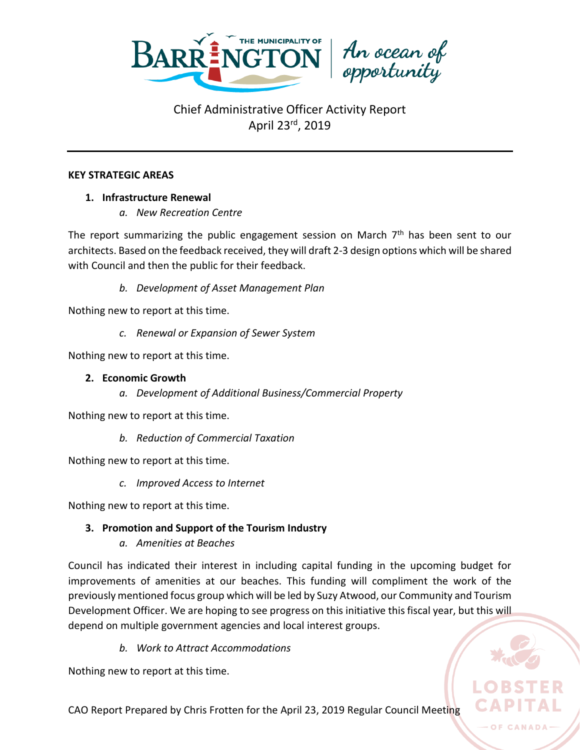# Chief Administrative Officer Activity Report
April 23rd, 2019

---

**KEY STRATEGIC AREAS**

1. **Infrastructure Renewal**
   a. *New Recreation Centre*

The report summarizing the public engagement session on March 7th has been sent to our architects. Based on the feedback received, they will draft 2-3 design options which will be shared with Council and then the public for their feedback.

   b. *Development of Asset Management Plan*

Nothing new to report at this time.

   c. *Renewal or Expansion of Sewer System*

Nothing new to report at this time.

2. **Economic Growth**
   a. *Development of Additional Business/Commercial Property*

Nothing new to report at this time.

   b. *Reduction of Commercial Taxation*

Nothing new to report at this time.

   c. *Improved Access to Internet*

Nothing new to report at this time.

3. **Promotion and Support of the Tourism Industry**
   a. *Amenities at Beaches*

Council has indicated their interest in including capital funding in the upcoming budget for improvements of amenities at our beaches. This funding will compliment the work of the previously mentioned focus group which will be led by Suzy Atwood, our Community and Tourism Development Officer. We are hoping to see progress on this initiative this fiscal year, but this will depend on multiple government agencies and local interest groups.

   b. *Work to Attract Accommodations*

Nothing new to report at this time.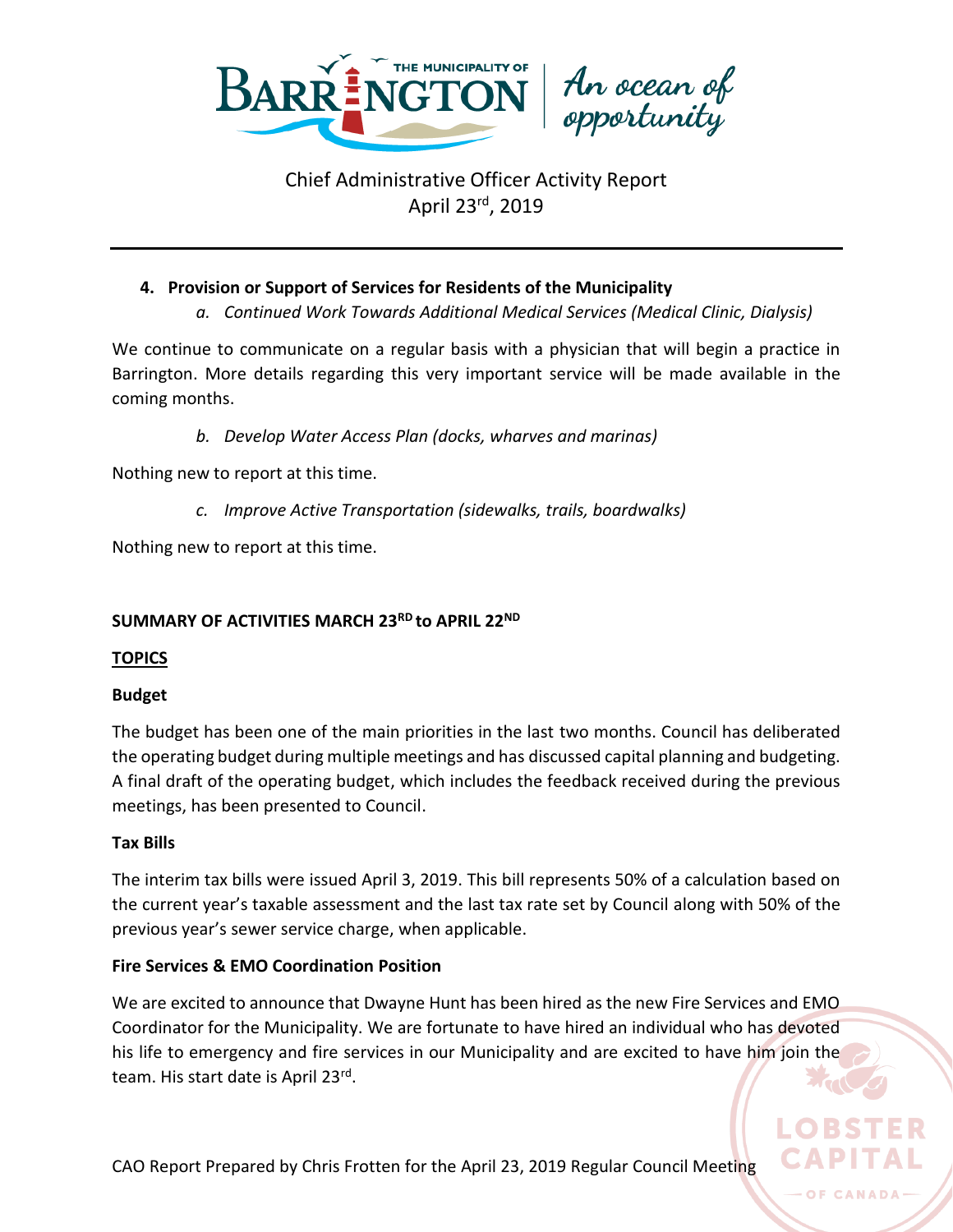Chief Administrative Officer Activity Report
April 23rd, 2019

4. **Provision or Support of Services for Residents of the Municipality**
   a. *Continued Work Towards Additional Medical Services (Medical Clinic, Dialysis)*

We continue to communicate on a regular basis with a physician that will begin a practice in Barrington. More details regarding this very important service will be made available in the coming months.

   b. *Develop Water Access Plan (docks, wharves and marinas)*

Nothing new to report at this time.

   c. *Improve Active Transportation (sidewalks, trails, boardwalks)*

Nothing new to report at this time.

**SUMMARY OF ACTIVITIES MARCH 23RD to APRIL 22ND**

**TOPICS**

**Budget**

The budget has been one of the main priorities in the last two months. Council has deliberated the operating budget during multiple meetings and has discussed capital planning and budgeting. A final draft of the operating budget, which includes the feedback received during the previous meetings, has been presented to Council.

**Tax Bills**

The interim tax bills were issued April 3, 2019. This bill represents 50% of a calculation based on the current year's taxable assessment and the last tax rate set by Council along with 50% of the previous year's sewer service charge, when applicable.

**Fire Services & EMO Coordination Position**

We are excited to announce that Dwayne Hunt has been hired as the new Fire Services and EMO Coordinator for the Municipality. We are fortunate to have hired an individual who has devoted his life to emergency and fire services in our Municipality and are excited to have him join the team. His start date is April 23rd.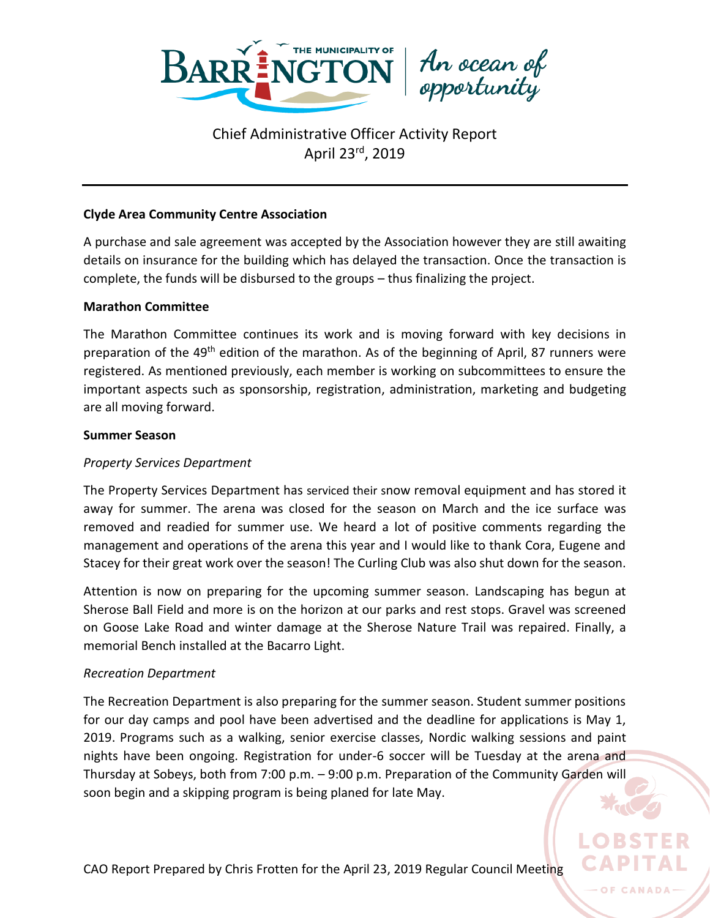Chief Administrative Officer Activity Report
April 23rd, 2019

**Clyde Area Community Centre Association**

A purchase and sale agreement was accepted by the Association however they are still awaiting details on insurance for the building which has delayed the transaction. Once the transaction is complete, the funds will be disbursed to the groups – thus finalizing the project.

**Marathon Committee**

The Marathon Committee continues its work and is moving forward with key decisions in preparation of the 49th edition of the marathon. As of the beginning of April, 87 runners were registered. As mentioned previously, each member is working on subcommittees to ensure the important aspects such as sponsorship, registration, administration, marketing and budgeting are all moving forward.

**Summer Season**

*Property Services Department*

The Property Services Department has serviced their snow removal equipment and has stored it away for summer. The arena was closed for the season on March and the ice surface was removed and readied for summer use. We heard a lot of positive comments regarding the management and operations of the arena this year and I would like to thank Cora, Eugene and Stacey for their great work over the season! The Curling Club was also shut down for the season.

Attention is now on preparing for the upcoming summer season. Landscaping has begun at Sherose Ball Field and more is on the horizon at our parks and rest stops. Gravel was screened on Goose Lake Road and winter damage at the Sherose Nature Trail was repaired. Finally, a memorial Bench installed at the Bacarro Light.

*Recreation Department*

The Recreation Department is also preparing for the summer season. Student summer positions for our day camps and pool have been advertised and the deadline for applications is May 1, 2019. Programs such as a walking, senior exercise classes, Nordic walking sessions and paint nights have been ongoing. Registration for under-6 soccer will be Tuesday at the arena and Thursday at Sobeys, both from 7:00 p.m. – 9:00 p.m. Preparation of the Community Garden will soon begin and a skipping program is being planed for late May.

CAO Report Prepared by Chris Frotten for the April 23, 2019 Regular Council Meeting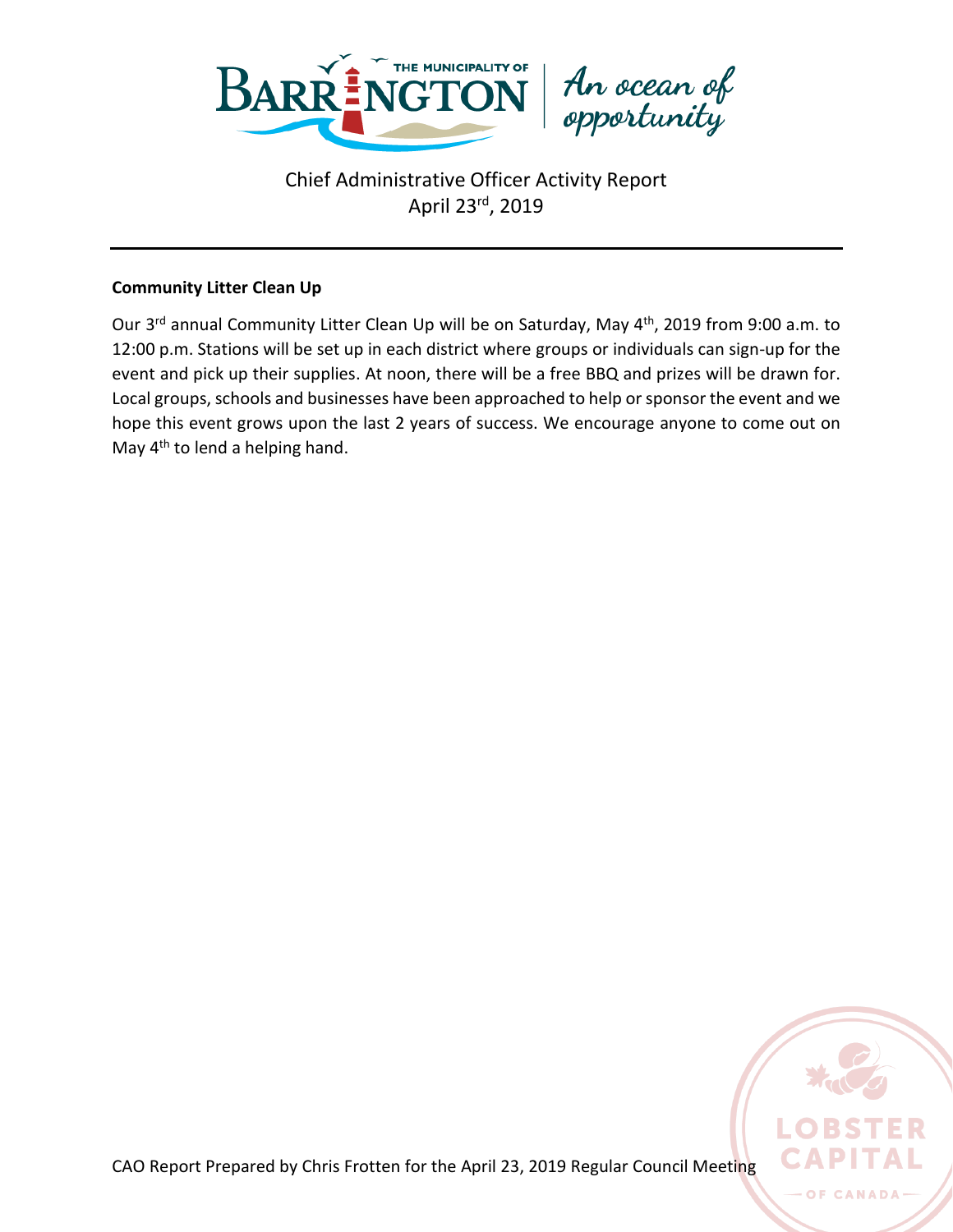Chief Administrative Officer Activity Report
April 23rd, 2019

**Community Litter Clean Up**

Our 3rd annual Community Litter Clean Up will be on Saturday, May 4th, 2019 from 9:00 a.m. to 12:00 p.m. Stations will be set up in each district where groups or individuals can sign-up for the event and pick up their supplies. At noon, there will be a free BBQ and prizes will be drawn for. Local groups, schools and businesses have been approached to help or sponsor the event and we hope this event grows upon the last 2 years of success. We encourage anyone to come out on May 4th to lend a helping hand.

CAO Report Prepared by Chris Frotten for the April 23, 2019 Regular Council Meeting